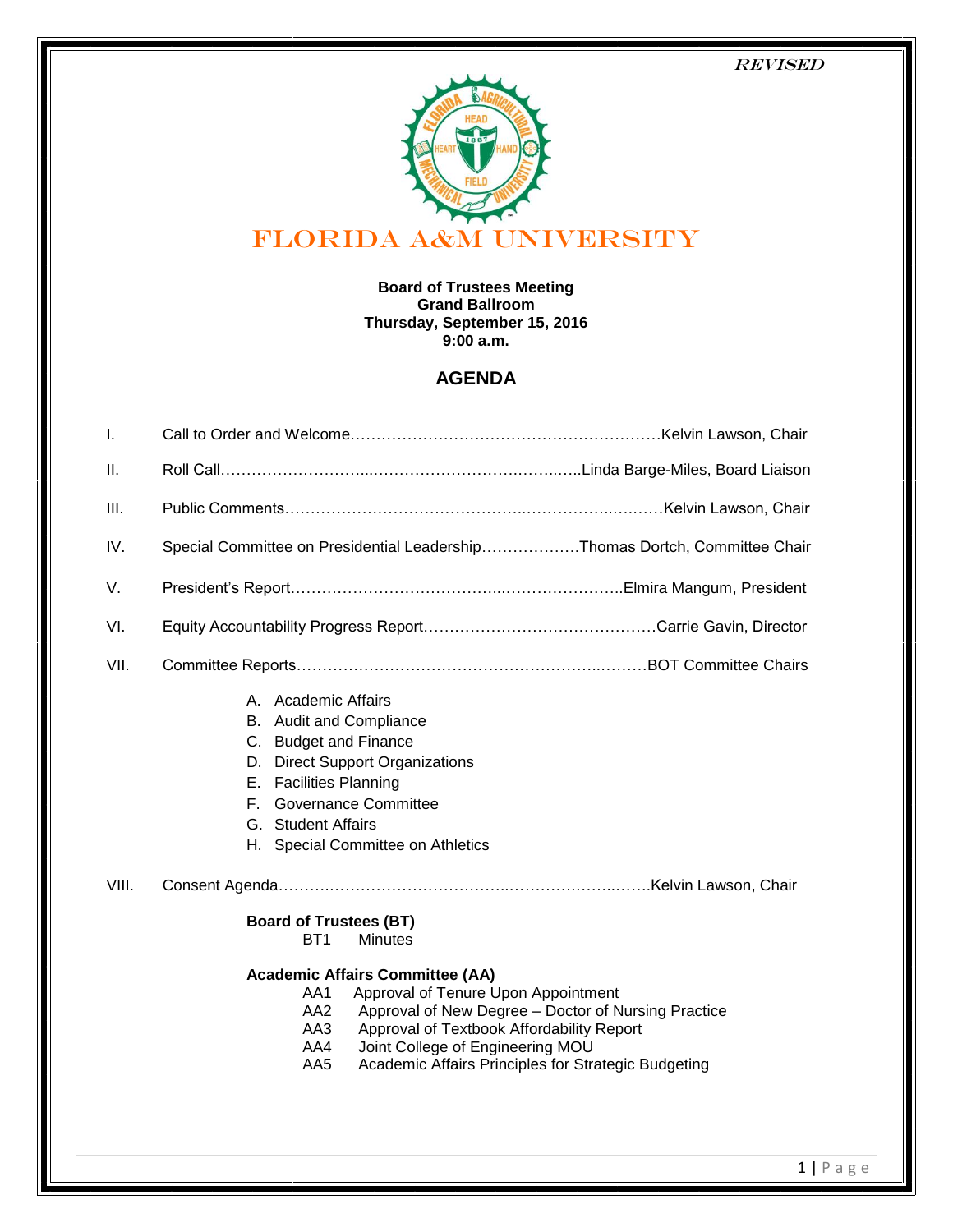*REVISED*

# FLORIDA A&M UNIVERSITY

**Board of Trustees Meeting**
**Grand Ballroom**
**Thursday, September 15, 2016**
**9:00 a.m.**

## AGENDA

I. Call to Order and Welcome……………………………………………………Kelvin Lawson, Chair

II. Roll Call………………………..…………………………….……..…..Linda Barge-Miles, Board Liaison

III. Public Comments………………………………………..…………..……….Kelvin Lawson, Chair

IV. Special Committee on Presidential Leadership………………Thomas Dortch, Committee Chair

V. President's Report………………………………...………………..Elmira Mangum, President

VI. Equity Accountability Progress Report……………………………………Carrie Gavin, Director

VII. Committee Reports……………………………………………………..………BOT Committee Chairs

A. Academic Affairs
B. Audit and Compliance
C. Budget and Finance
D. Direct Support Organizations
E. Facilities Planning
F. Governance Committee
G. Student Affairs
H. Special Committee on Athletics

VIII. Consent Agenda……………………………………..……………..…….Kelvin Lawson, Chair

**Board of Trustees (BT)**
- BT1 Minutes

**Academic Affairs Committee (AA)**
- AA1 Approval of Tenure Upon Appointment
- AA2 Approval of New Degree – Doctor of Nursing Practice
- AA3 Approval of Textbook Affordability Report
- AA4 Joint College of Engineering MOU
- AA5 Academic Affairs Principles for Strategic Budgeting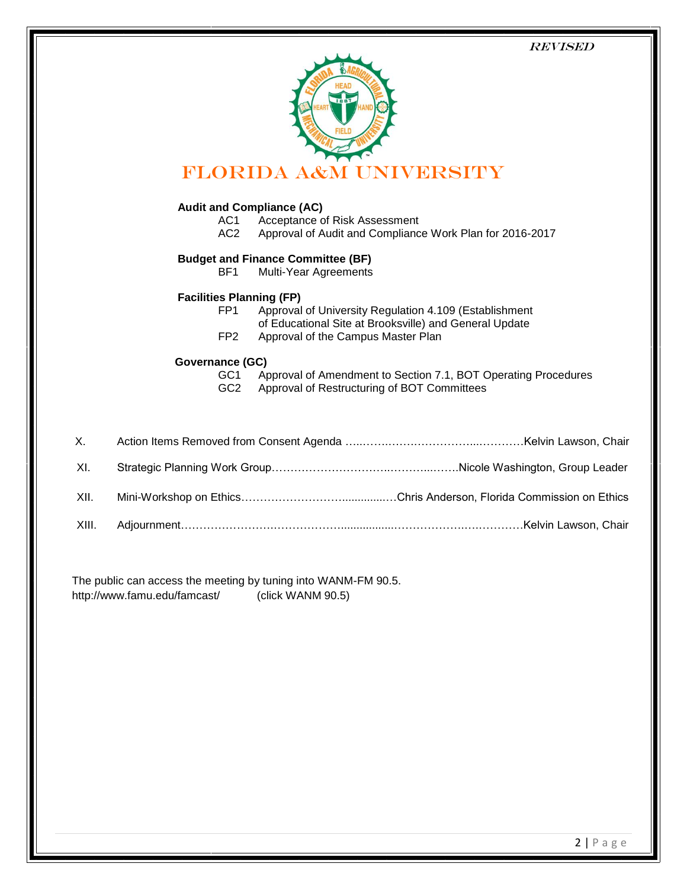REVISED

FLORIDA A&M UNIVERSITY

**Audit and Compliance (AC)**

AC1 Acceptance of Risk Assessment
AC2 Approval of Audit and Compliance Work Plan for 2016-2017

**Budget and Finance Committee (BF)**

BF1 Multi-Year Agreements

**Facilities Planning (FP)**

FP1 Approval of University Regulation 4.109 (Establishment of Educational Site at Brooksville) and General Update
FP2 Approval of the Campus Master Plan

**Governance (GC)**

GC1 Approval of Amendment to Section 7.1, BOT Operating Procedures
GC2 Approval of Restructuring of BOT Committees

X. Action Items Removed from Consent Agenda …..……..…………………...…………Kelvin Lawson, Chair

XI. Strategic Planning Work Group……………………………..………...…….Nicole Washington, Group Leader

XII. Mini-Workshop on Ethics……………………….............…Chris Anderson, Florida Commission on Ethics

XIII. Adjournment……………………………………..................……………….……………Kelvin Lawson, Chair

The public can access the meeting by tuning into WANM-FM 90.5.
http://www.famu.edu/famcast/ (click WANM 90.5)